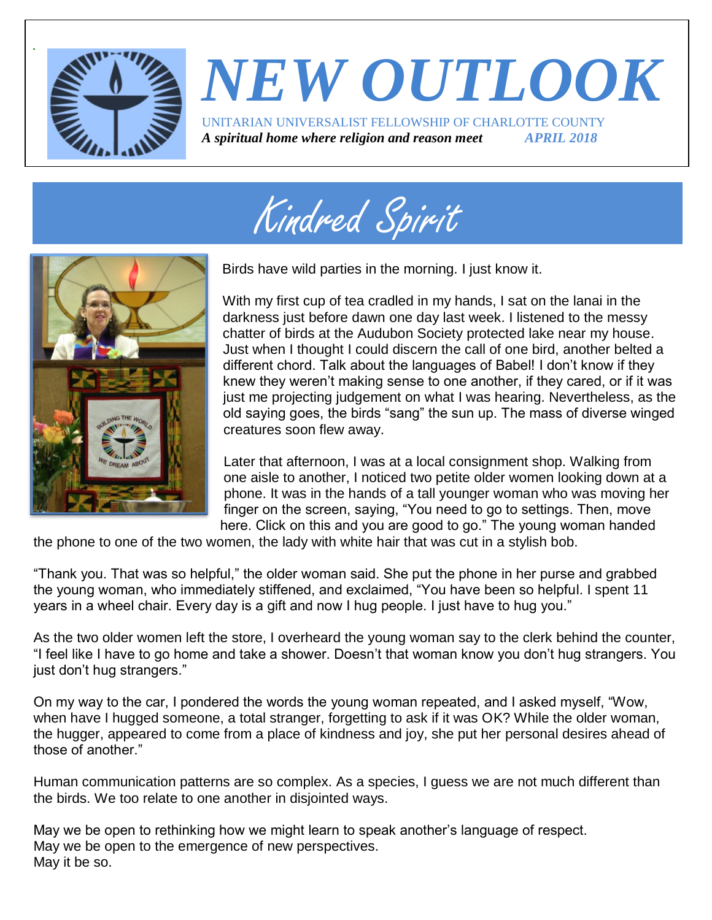# NEW OUTLOOK

UNITARIAN UNIVERSALIST FELLOWSHIP OF CHARLOTTE COUNTY

***A spiritual home where religion and reason meet*** ***APRIL 2018***

## Kindred Spirit

Birds have wild parties in the morning. I just know it.

With my first cup of tea cradled in my hands, I sat on the lanai in the darkness just before dawn one day last week. I listened to the messy chatter of birds at the Audubon Society protected lake near my house. Just when I thought I could discern the call of one bird, another belted a different chord. Talk about the languages of Babel! I don't know if they knew they weren't making sense to one another, if they cared, or if it was just me projecting judgement on what I was hearing. Nevertheless, as the old saying goes, the birds "sang" the sun up. The mass of diverse winged creatures soon flew away.

Later that afternoon, I was at a local consignment shop. Walking from one aisle to another, I noticed two petite older women looking down at a phone. It was in the hands of a tall younger woman who was moving her finger on the screen, saying, "You need to go to settings. Then, move here. Click on this and you are good to go." The young woman handed the phone to one of the two women, the lady with white hair that was cut in a stylish bob.

"Thank you. That was so helpful," the older woman said. She put the phone in her purse and grabbed the young woman, who immediately stiffened, and exclaimed, "You have been so helpful. I spent 11 years in a wheel chair. Every day is a gift and now I hug people. I just have to hug you."

As the two older women left the store, I overheard the young woman say to the clerk behind the counter, "I feel like I have to go home and take a shower. Doesn't that woman know you don't hug strangers. You just don't hug strangers."

On my way to the car, I pondered the words the young woman repeated, and I asked myself, "Wow, when have I hugged someone, a total stranger, forgetting to ask if it was OK? While the older woman, the hugger, appeared to come from a place of kindness and joy, she put her personal desires ahead of those of another."

Human communication patterns are so complex. As a species, I guess we are not much different than the birds. We too relate to one another in disjointed ways.

May we be open to rethinking how we might learn to speak another's language of respect.
May we be open to the emergence of new perspectives.
May it be so.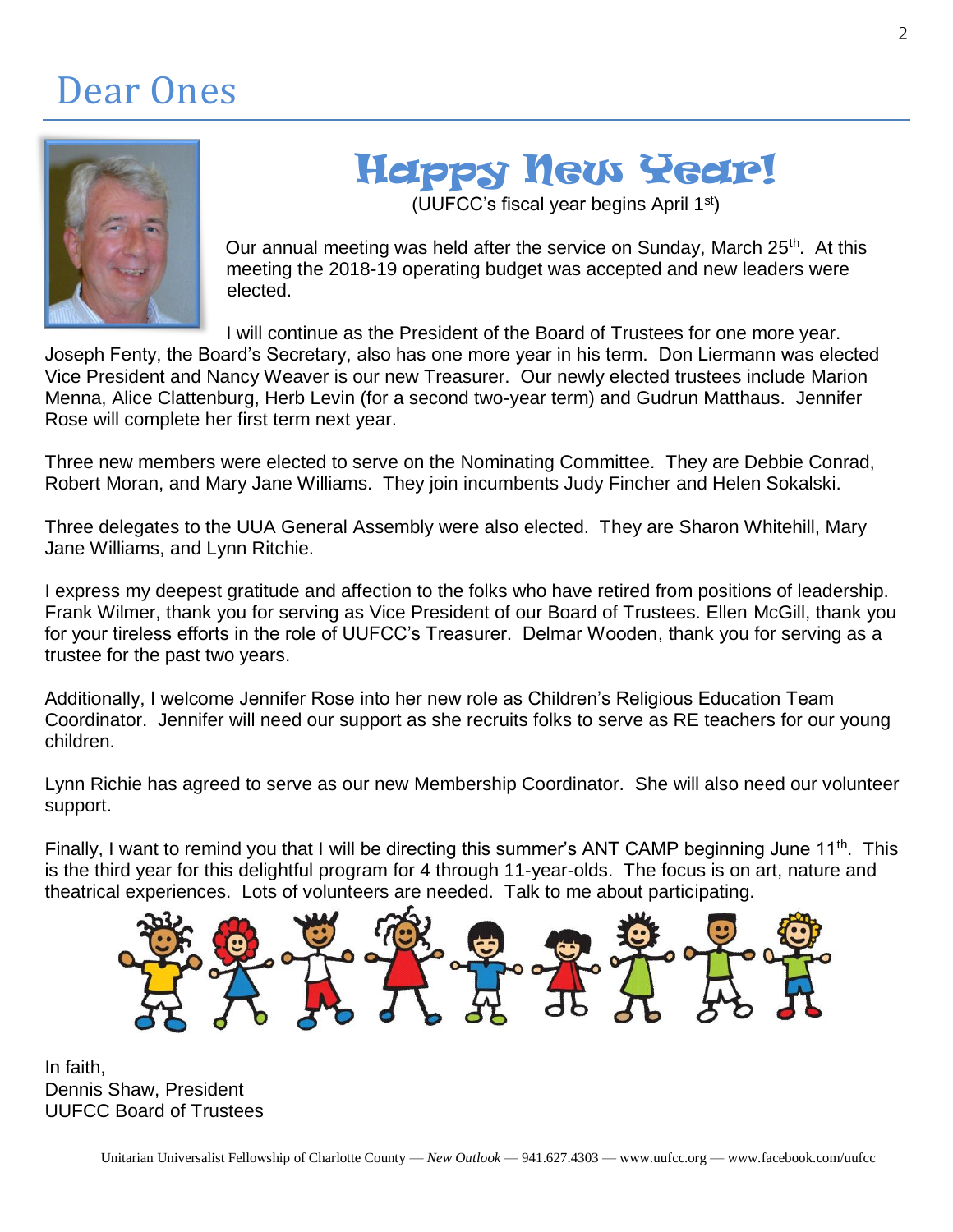# Dear Ones

## Happy New Year!

(UUFCC's fiscal year begins April 1st)

Our annual meeting was held after the service on Sunday, March 25th. At this meeting the 2018-19 operating budget was accepted and new leaders were elected.

I will continue as the President of the Board of Trustees for one more year. Joseph Fenty, the Board's Secretary, also has one more year in his term. Don Liermann was elected Vice President and Nancy Weaver is our new Treasurer. Our newly elected trustees include Marion Menna, Alice Clattenburg, Herb Levin (for a second two-year term) and Gudrun Matthaus. Jennifer Rose will complete her first term next year.

Three new members were elected to serve on the Nominating Committee. They are Debbie Conrad, Robert Moran, and Mary Jane Williams. They join incumbents Judy Fincher and Helen Sokalski.

Three delegates to the UUA General Assembly were also elected. They are Sharon Whitehill, Mary Jane Williams, and Lynn Ritchie.

I express my deepest gratitude and affection to the folks who have retired from positions of leadership. Frank Wilmer, thank you for serving as Vice President of our Board of Trustees. Ellen McGill, thank you for your tireless efforts in the role of UUFCC's Treasurer. Delmar Wooden, thank you for serving as a trustee for the past two years.

Additionally, I welcome Jennifer Rose into her new role as Children's Religious Education Team Coordinator. Jennifer will need our support as she recruits folks to serve as RE teachers for our young children.

Lynn Richie has agreed to serve as our new Membership Coordinator. She will also need our volunteer support.

Finally, I want to remind you that I will be directing this summer's ANT CAMP beginning June 11th. This is the third year for this delightful program for 4 through 11-year-olds. The focus is on art, nature and theatrical experiences. Lots of volunteers are needed. Talk to me about participating.

In faith,
Dennis Shaw, President
UUFCC Board of Trustees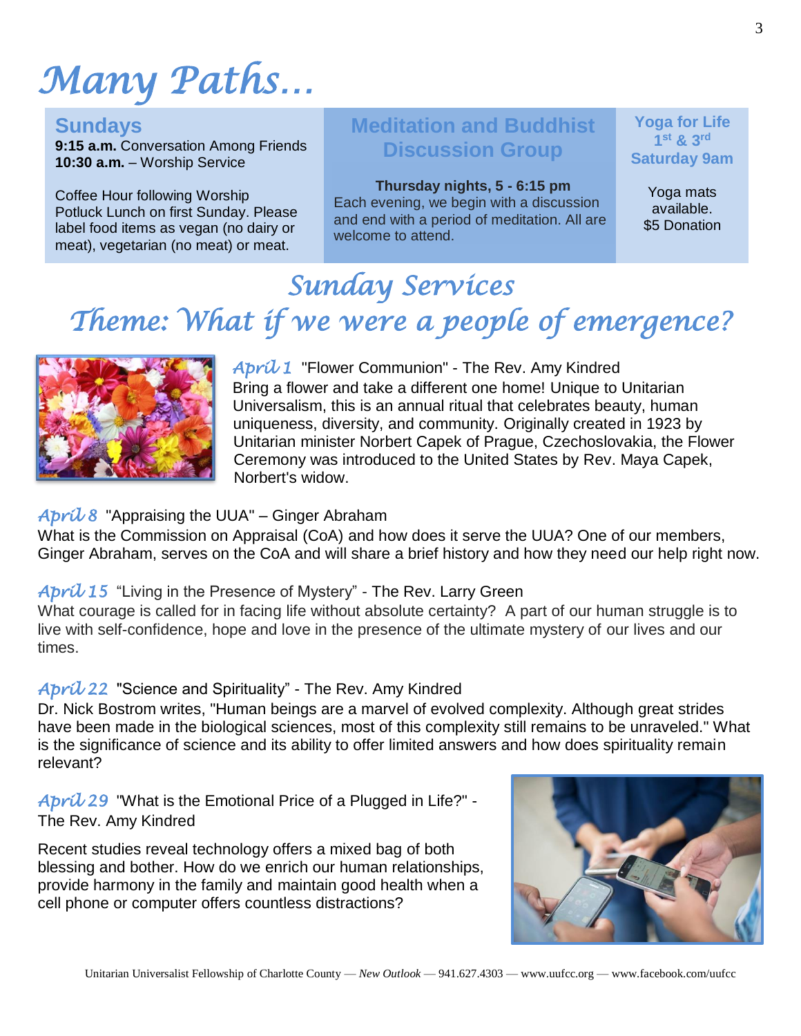# Many Paths…

## Sundays

**9:15 a.m.** Conversation Among Friends
**10:30 a.m.** – Worship Service

Coffee Hour following Worship
Potluck Lunch on first Sunday. Please label food items as vegan (no dairy or meat), vegetarian (no meat) or meat.

## Meditation and Buddhist Discussion Group

**Thursday nights, 5 - 6:15 pm**
Each evening, we begin with a discussion and end with a period of meditation. All are welcome to attend.

## Yoga for Life 1st & 3rd Saturday 9am

Yoga mats available.
$5 Donation

# Sunday Services

## Theme: What if we were a people of emergence?

*April 1* "Flower Communion" - The Rev. Amy Kindred
Bring a flower and take a different one home! Unique to Unitarian Universalism, this is an annual ritual that celebrates beauty, human uniqueness, diversity, and community. Originally created in 1923 by Unitarian minister Norbert Capek of Prague, Czechoslovakia, the Flower Ceremony was introduced to the United States by Rev. Maya Capek, Norbert's widow.

*April 8* "Appraising the UUA" – Ginger Abraham
What is the Commission on Appraisal (CoA) and how does it serve the UUA? One of our members, Ginger Abraham, serves on the CoA and will share a brief history and how they need our help right now.

*April 15* "Living in the Presence of Mystery" - The Rev. Larry Green
What courage is called for in facing life without absolute certainty? A part of our human struggle is to live with self-confidence, hope and love in the presence of the ultimate mystery of our lives and our times.

*April 22* "Science and Spirituality" - The Rev. Amy Kindred
Dr. Nick Bostrom writes, "Human beings are a marvel of evolved complexity. Although great strides have been made in the biological sciences, most of this complexity still remains to be unraveled." What is the significance of science and its ability to offer limited answers and how does spirituality remain relevant?

*April 29* "What is the Emotional Price of a Plugged in Life?" - The Rev. Amy Kindred

Recent studies reveal technology offers a mixed bag of both blessing and bother. How do we enrich our human relationships, provide harmony in the family and maintain good health when a cell phone or computer offers countless distractions?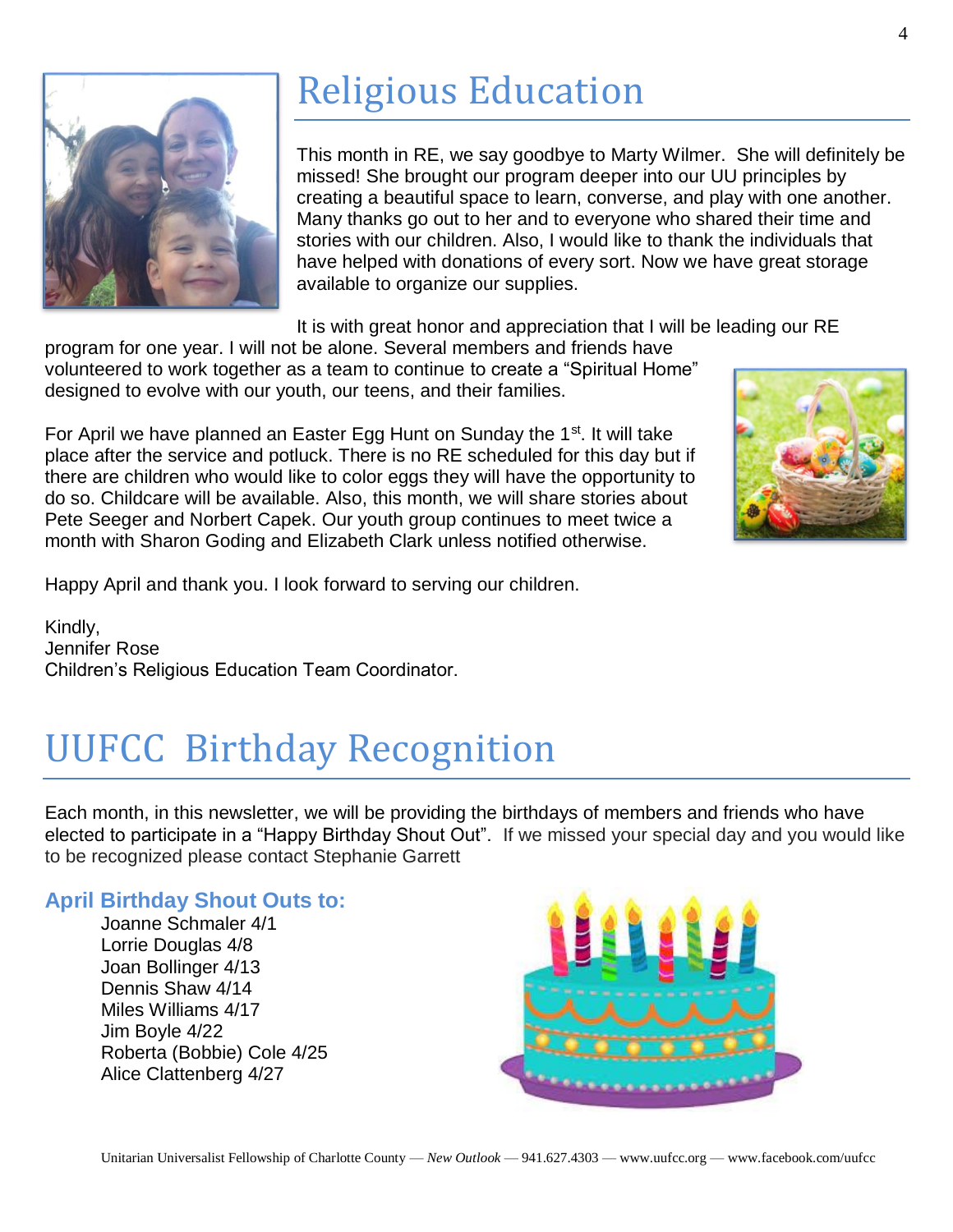# Religious Education

This month in RE, we say goodbye to Marty Wilmer. She will definitely be missed! She brought our program deeper into our UU principles by creating a beautiful space to learn, converse, and play with one another. Many thanks go out to her and to everyone who shared their time and stories with our children. Also, I would like to thank the individuals that have helped with donations of every sort. Now we have great storage available to organize our supplies.

It is with great honor and appreciation that I will be leading our RE program for one year. I will not be alone. Several members and friends have volunteered to work together as a team to continue to create a "Spiritual Home" designed to evolve with our youth, our teens, and their families.

For April we have planned an Easter Egg Hunt on Sunday the 1st. It will take place after the service and potluck. There is no RE scheduled for this day but if there are children who would like to color eggs they will have the opportunity to do so. Childcare will be available. Also, this month, we will share stories about Pete Seeger and Norbert Capek. Our youth group continues to meet twice a month with Sharon Goding and Elizabeth Clark unless notified otherwise.

Happy April and thank you. I look forward to serving our children.

Kindly,
Jennifer Rose
Children's Religious Education Team Coordinator.

# UUFCC Birthday Recognition

Each month, in this newsletter, we will be providing the birthdays of members and friends who have elected to participate in a "Happy Birthday Shout Out". If we missed your special day and you would like to be recognized please contact Stephanie Garrett

### April Birthday Shout Outs to:

Joanne Schmaler 4/1
Lorrie Douglas 4/8
Joan Bollinger 4/13
Dennis Shaw 4/14
Miles Williams 4/17
Jim Boyle 4/22
Roberta (Bobbie) Cole 4/25
Alice Clattenberg 4/27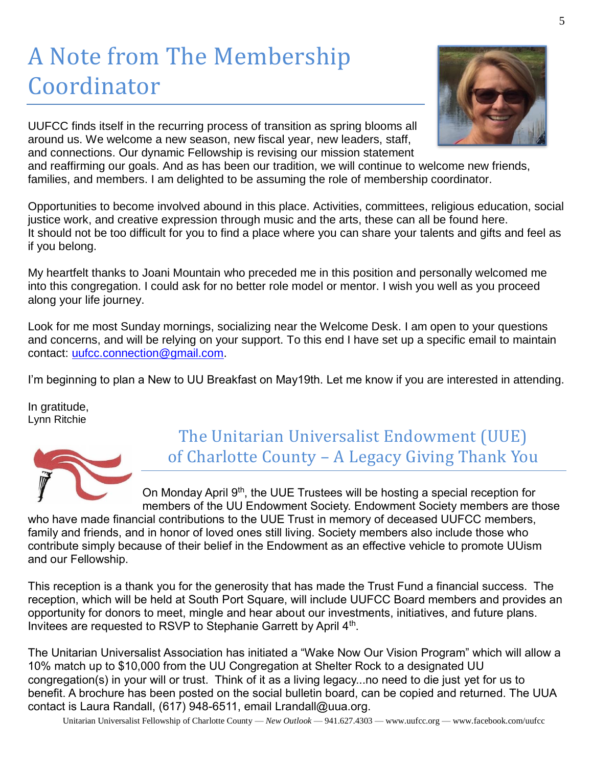# A Note from The Membership Coordinator

UUFCC finds itself in the recurring process of transition as spring blooms all around us. We welcome a new season, new fiscal year, new leaders, staff, and connections. Our dynamic Fellowship is revising our mission statement and reaffirming our goals. And as has been our tradition, we will continue to welcome new friends, families, and members. I am delighted to be assuming the role of membership coordinator.

Opportunities to become involved abound in this place. Activities, committees, religious education, social justice work, and creative expression through music and the arts, these can all be found here. It should not be too difficult for you to find a place where you can share your talents and gifts and feel as if you belong.

My heartfelt thanks to Joani Mountain who preceded me in this position and personally welcomed me into this congregation. I could ask for no better role model or mentor. I wish you well as you proceed along your life journey.

Look for me most Sunday mornings, socializing near the Welcome Desk. I am open to your questions and concerns, and will be relying on your support. To this end I have set up a specific email to maintain contact: uufcc.connection@gmail.com.

I'm beginning to plan a New to UU Breakfast on May19th. Let me know if you are interested in attending.

In gratitude,
Lynn Ritchie

## The Unitarian Universalist Endowment (UUE) of Charlotte County – A Legacy Giving Thank You

On Monday April 9th, the UUE Trustees will be hosting a special reception for members of the UU Endowment Society. Endowment Society members are those who have made financial contributions to the UUE Trust in memory of deceased UUFCC members, family and friends, and in honor of loved ones still living. Society members also include those who contribute simply because of their belief in the Endowment as an effective vehicle to promote UUism and our Fellowship.

This reception is a thank you for the generosity that has made the Trust Fund a financial success. The reception, which will be held at South Port Square, will include UUFCC Board members and provides an opportunity for donors to meet, mingle and hear about our investments, initiatives, and future plans. Invitees are requested to RSVP to Stephanie Garrett by April 4th.

The Unitarian Universalist Association has initiated a "Wake Now Our Vision Program" which will allow a 10% match up to $10,000 from the UU Congregation at Shelter Rock to a designated UU congregation(s) in your will or trust. Think of it as a living legacy...no need to die just yet for us to benefit. A brochure has been posted on the social bulletin board, can be copied and returned. The UUA contact is Laura Randall, (617) 948-6511, email Lrandall@uua.org.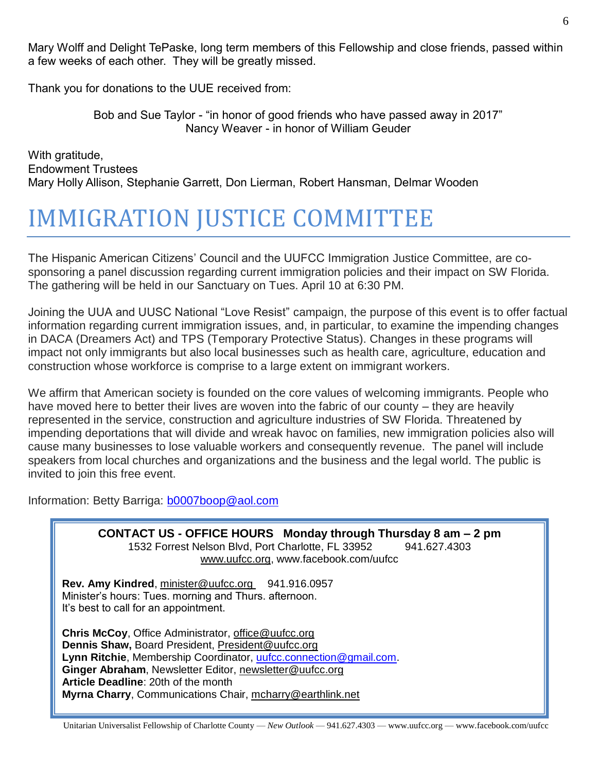Mary Wolff and Delight TePaske, long term members of this Fellowship and close friends, passed within a few weeks of each other. They will be greatly missed.

Thank you for donations to the UUE received from:

Bob and Sue Taylor - "in honor of good friends who have passed away in 2017"
Nancy Weaver - in honor of William Geuder

With gratitude,
Endowment Trustees
Mary Holly Allison, Stephanie Garrett, Don Lierman, Robert Hansman, Delmar Wooden

# IMMIGRATION JUSTICE COMMITTEE

The Hispanic American Citizens' Council and the UUFCC Immigration Justice Committee, are co-sponsoring a panel discussion regarding current immigration policies and their impact on SW Florida. The gathering will be held in our Sanctuary on Tues. April 10 at 6:30 PM.

Joining the UUA and UUSC National "Love Resist" campaign, the purpose of this event is to offer factual information regarding current immigration issues, and, in particular, to examine the impending changes in DACA (Dreamers Act) and TPS (Temporary Protective Status). Changes in these programs will impact not only immigrants but also local businesses such as health care, agriculture, education and construction whose workforce is comprise to a large extent on immigrant workers.

We affirm that American society is founded on the core values of welcoming immigrants. People who have moved here to better their lives are woven into the fabric of our county – they are heavily represented in the service, construction and agriculture industries of SW Florida. Threatened by impending deportations that will divide and wreak havoc on families, new immigration policies also will cause many businesses to lose valuable workers and consequently revenue. The panel will include speakers from local churches and organizations and the business and the legal world. The public is invited to join this free event.

Information: Betty Barriga: b0007boop@aol.com

**CONTACT US - OFFICE HOURS Monday through Thursday 8 am – 2 pm**
1532 Forrest Nelson Blvd, Port Charlotte, FL 33952 941.627.4303
www.uufcc.org, www.facebook.com/uufcc

**Rev. Amy Kindred**, minister@uufcc.org 941.916.0957
Minister's hours: Tues. morning and Thurs. afternoon.
It's best to call for an appointment.

**Chris McCoy**, Office Administrator, office@uufcc.org
**Dennis Shaw,** Board President, President@uufcc.org
**Lynn Ritchie**, Membership Coordinator, uufcc.connection@gmail.com.
**Ginger Abraham**, Newsletter Editor, newsletter@uufcc.org
**Article Deadline**: 20th of the month
**Myrna Charry**, Communications Chair, mcharry@earthlink.net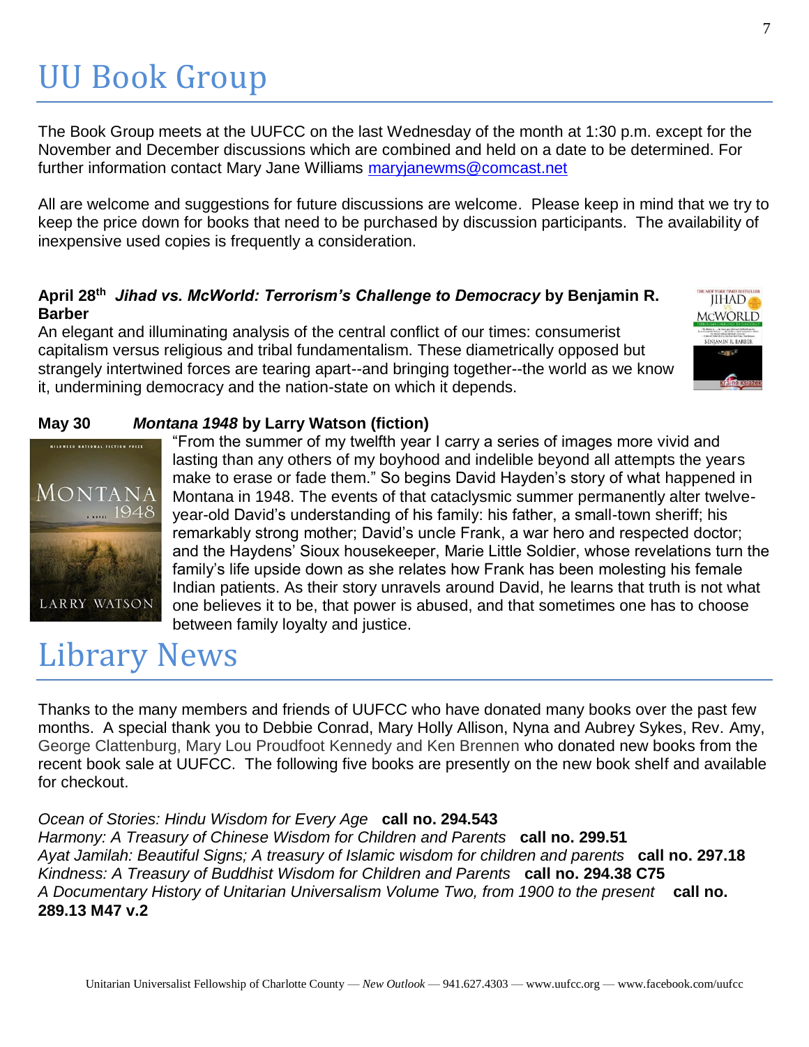# UU Book Group

The Book Group meets at the UUFCC on the last Wednesday of the month at 1:30 p.m. except for the November and December discussions which are combined and held on a date to be determined. For further information contact Mary Jane Williams maryjanewms@comcast.net

All are welcome and suggestions for future discussions are welcome. Please keep in mind that we try to keep the price down for books that need to be purchased by discussion participants. The availability of inexpensive used copies is frequently a consideration.

**April 28th** ***Jihad vs. McWorld: Terrorism's Challenge to Democracy*** **by Benjamin R. Barber**

An elegant and illuminating analysis of the central conflict of our times: consumerist capitalism versus religious and tribal fundamentalism. These diametrically opposed but strangely intertwined forces are tearing apart--and bringing together--the world as we know it, undermining democracy and the nation-state on which it depends.

**May 30** ***Montana 1948*** **by Larry Watson (fiction)**

"From the summer of my twelfth year I carry a series of images more vivid and lasting than any others of my boyhood and indelible beyond all attempts the years make to erase or fade them." So begins David Hayden's story of what happened in Montana in 1948. The events of that cataclysmic summer permanently alter twelve-year-old David's understanding of his family: his father, a small-town sheriff; his remarkably strong mother; David's uncle Frank, a war hero and respected doctor; and the Haydens' Sioux housekeeper, Marie Little Soldier, whose revelations turn the family's life upside down as she relates how Frank has been molesting his female Indian patients. As their story unravels around David, he learns that truth is not what one believes it to be, that power is abused, and that sometimes one has to choose between family loyalty and justice.

# Library News

Thanks to the many members and friends of UUFCC who have donated many books over the past few months. A special thank you to Debbie Conrad, Mary Holly Allison, Nyna and Aubrey Sykes, Rev. Amy, George Clattenburg, Mary Lou Proudfoot Kennedy and Ken Brennen who donated new books from the recent book sale at UUFCC. The following five books are presently on the new book shelf and available for checkout.

*Ocean of Stories: Hindu Wisdom for Every Age* **call no. 294.543**
*Harmony: A Treasury of Chinese Wisdom for Children and Parents* **call no. 299.51**
*Ayat Jamilah: Beautiful Signs; A treasury of Islamic wisdom for children and parents* **call no. 297.18**
*Kindness: A Treasury of Buddhist Wisdom for Children and Parents* **call no. 294.38 C75**
*A Documentary History of Unitarian Universalism Volume Two, from 1900 to the present* **call no. 289.13 M47 v.2**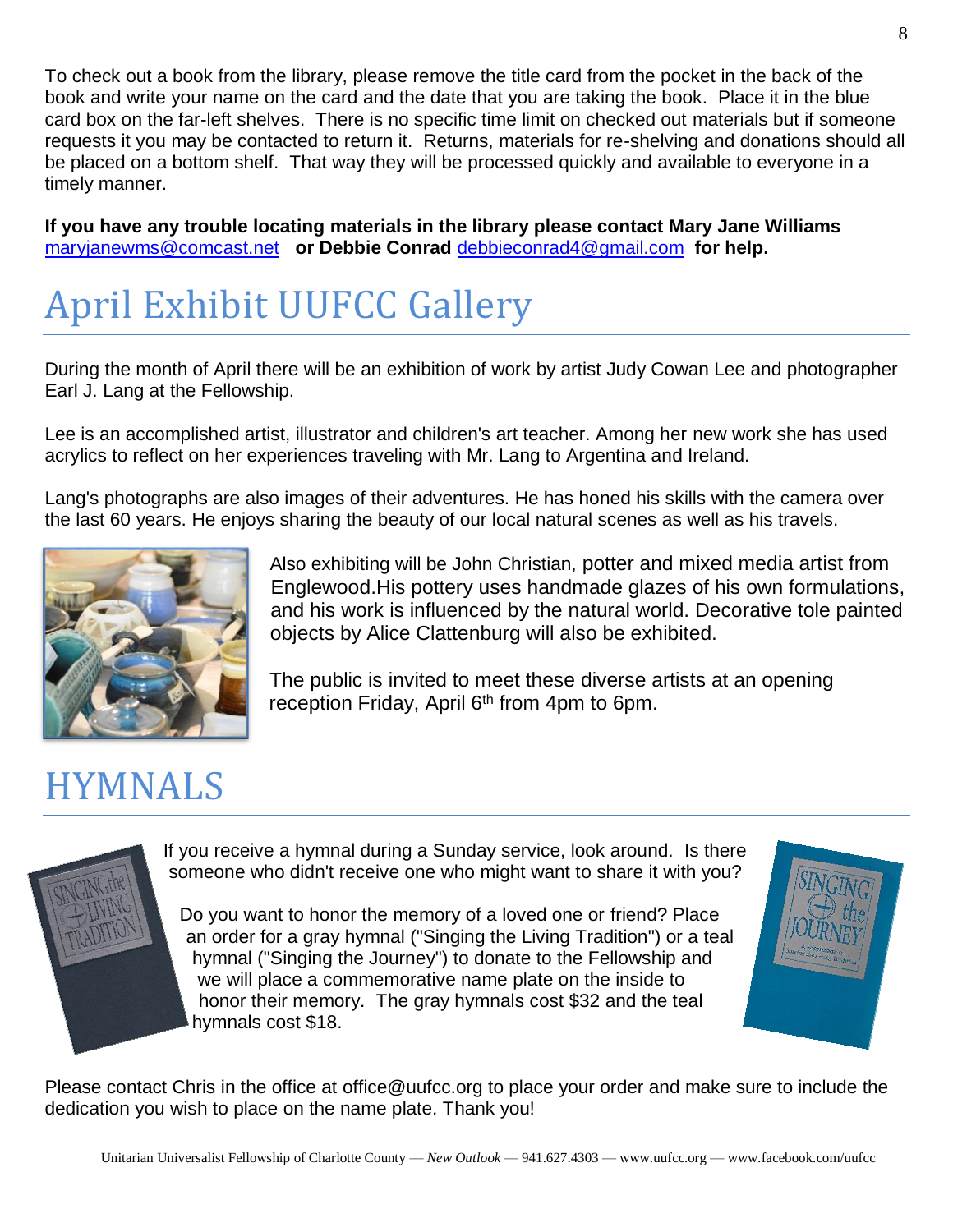To check out a book from the library, please remove the title card from the pocket in the back of the book and write your name on the card and the date that you are taking the book. Place it in the blue card box on the far-left shelves. There is no specific time limit on checked out materials but if someone requests it you may be contacted to return it. Returns, materials for re-shelving and donations should all be placed on a bottom shelf. That way they will be processed quickly and available to everyone in a timely manner.

**If you have any trouble locating materials in the library please contact Mary Jane Williams** maryjanewms@comcast.net **or Debbie Conrad** debbieconrad4@gmail.com **for help.**

# April Exhibit UUFCC Gallery

During the month of April there will be an exhibition of work by artist Judy Cowan Lee and photographer Earl J. Lang at the Fellowship.

Lee is an accomplished artist, illustrator and children's art teacher. Among her new work she has used acrylics to reflect on her experiences traveling with Mr. Lang to Argentina and Ireland.

Lang's photographs are also images of their adventures. He has honed his skills with the camera over the last 60 years. He enjoys sharing the beauty of our local natural scenes as well as his travels.

Also exhibiting will be John Christian, potter and mixed media artist from Englewood.His pottery uses handmade glazes of his own formulations, and his work is influenced by the natural world. Decorative tole painted objects by Alice Clattenburg will also be exhibited.

The public is invited to meet these diverse artists at an opening reception Friday, April 6th from 4pm to 6pm.

# HYMNALS

If you receive a hymnal during a Sunday service, look around. Is there someone who didn't receive one who might want to share it with you?

Do you want to honor the memory of a loved one or friend? Place an order for a gray hymnal ("Singing the Living Tradition") or a teal hymnal ("Singing the Journey") to donate to the Fellowship and we will place a commemorative name plate on the inside to honor their memory. The gray hymnals cost $32 and the teal hymnals cost $18.

Please contact Chris in the office at office@uufcc.org to place your order and make sure to include the dedication you wish to place on the name plate. Thank you!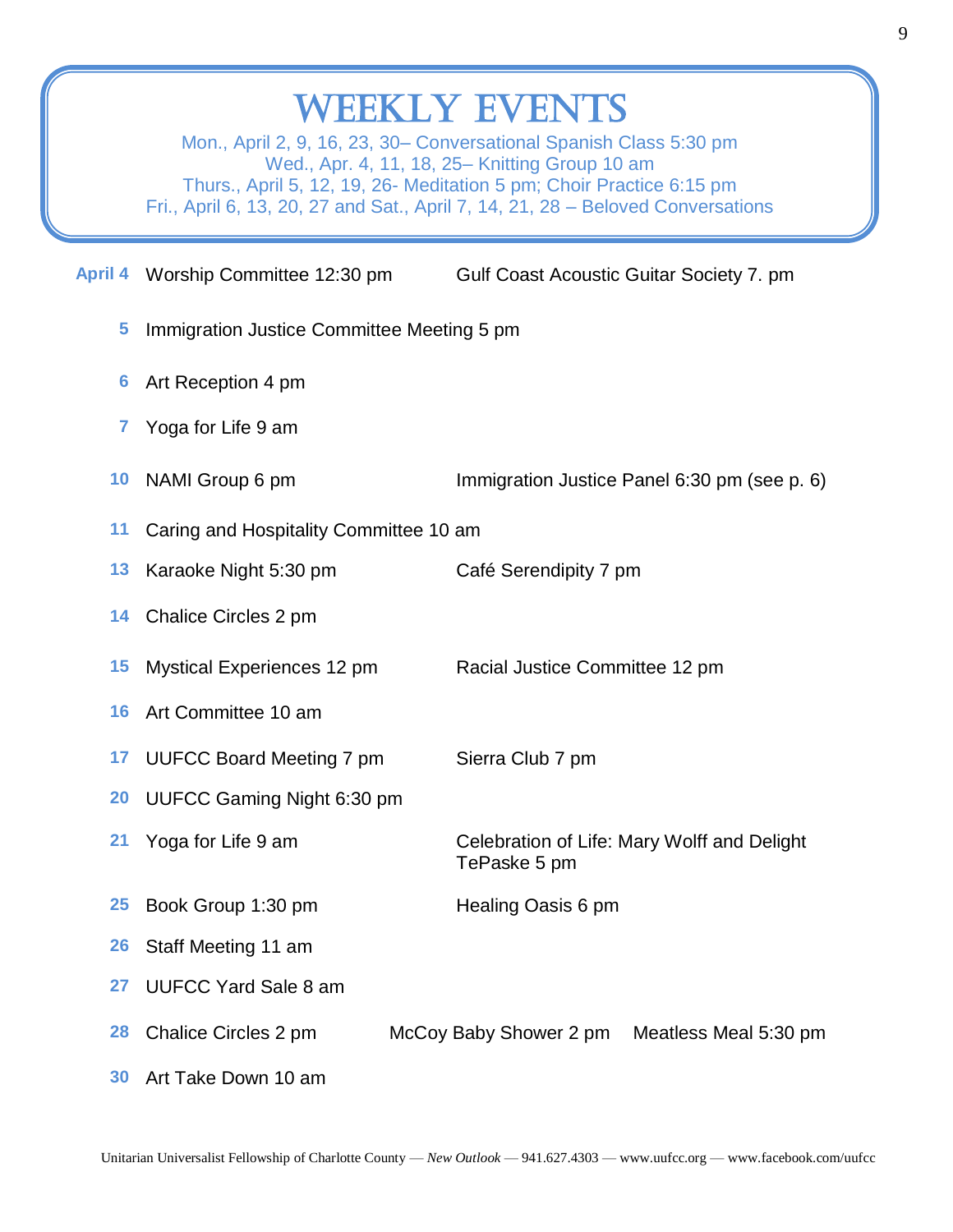# WEEKLY EVENTS

Mon., April 2, 9, 16, 23, 30– Conversational Spanish Class 5:30 pm
Wed., Apr. 4, 11, 18, 25– Knitting Group 10 am
Thurs., April 5, 12, 19, 26- Meditation 5 pm; Choir Practice 6:15 pm
Fri., April 6, 13, 20, 27 and Sat., April 7, 14, 21, 28 – Beloved Conversations

| | | | |
|---|---|---|---|
| **April 4** | Worship Committee 12:30 pm | Gulf Coast Acoustic Guitar Society 7. pm | |
| **5** | Immigration Justice Committee Meeting 5 pm | | |
| **6** | Art Reception 4 pm | | |
| **7** | Yoga for Life 9 am | | |
| **10** | NAMI Group 6 pm | Immigration Justice Panel 6:30 pm (see p. 6) | |
| **11** | Caring and Hospitality Committee 10 am | | |
| **13** | Karaoke Night 5:30 pm | Café Serendipity 7 pm | |
| **14** | Chalice Circles 2 pm | | |
| **15** | Mystical Experiences 12 pm | Racial Justice Committee 12 pm | |
| **16** | Art Committee 10 am | | |
| **17** | UUFCC Board Meeting 7 pm | Sierra Club 7 pm | |
| **20** | UUFCC Gaming Night 6:30 pm | | |
| **21** | Yoga for Life 9 am | Celebration of Life: Mary Wolff and Delight TePaske 5 pm | |
| **25** | Book Group 1:30 pm | Healing Oasis 6 pm | |
| **26** | Staff Meeting 11 am | | |
| **27** | UUFCC Yard Sale 8 am | | |
| **28** | Chalice Circles 2 pm | McCoy Baby Shower 2 pm | Meatless Meal 5:30 pm |
| **30** | Art Take Down 10 am | | |

Unitarian Universalist Fellowship of Charlotte County — *New Outlook* — 941.627.4303 — www.uufcc.org — www.facebook.com/uufcc